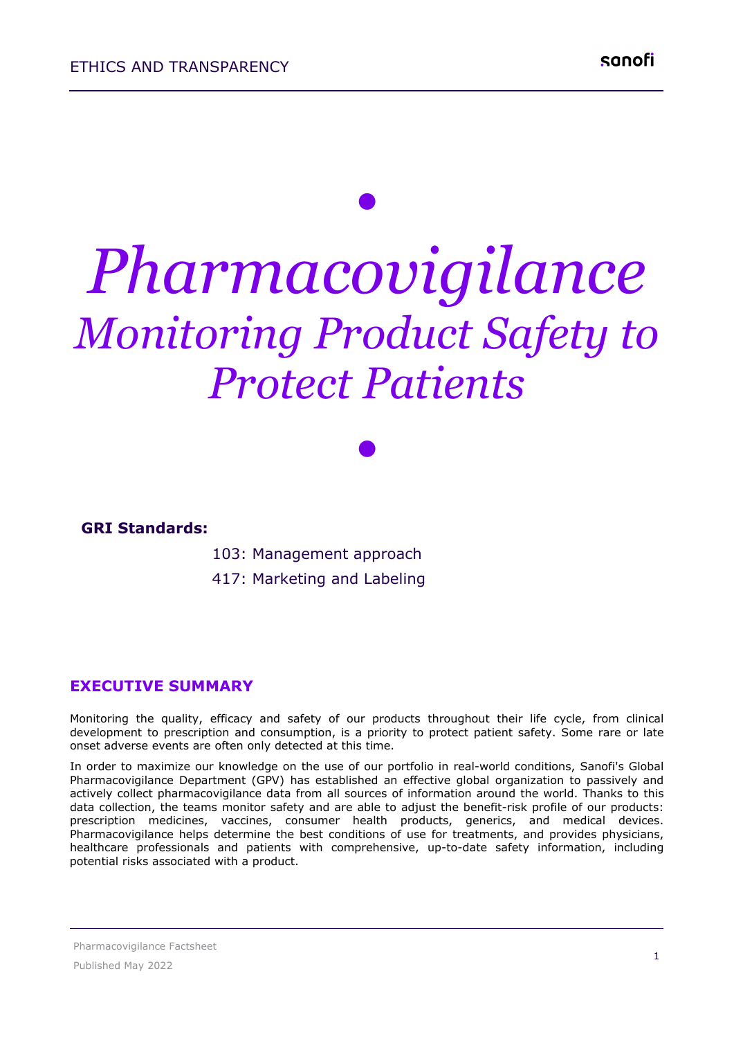# *Pharmacovigilance*

## *Monitoring Product Safety to Protect Patients*

**GRI Standards:**

103: Management approach

417: Marketing and Labeling

## EXECUTIVE SUMMARY

Monitoring the quality, efficacy and safety of our products throughout their life cycle, from clinical development to prescription and consumption, is a priority to protect patient safety. Some rare or late onset adverse events are often only detected at this time.

In order to maximize our knowledge on the use of our portfolio in real-world conditions, Sanofi's Global Pharmacovigilance Department (GPV) has established an effective global organization to passively and actively collect pharmacovigilance data from all sources of information around the world. Thanks to this data collection, the teams monitor safety and are able to adjust the benefit-risk profile of our products: prescription medicines, vaccines, consumer health products, generics, and medical devices. Pharmacovigilance helps determine the best conditions of use for treatments, and provides physicians, healthcare professionals and patients with comprehensive, up-to-date safety information, including potential risks associated with a product.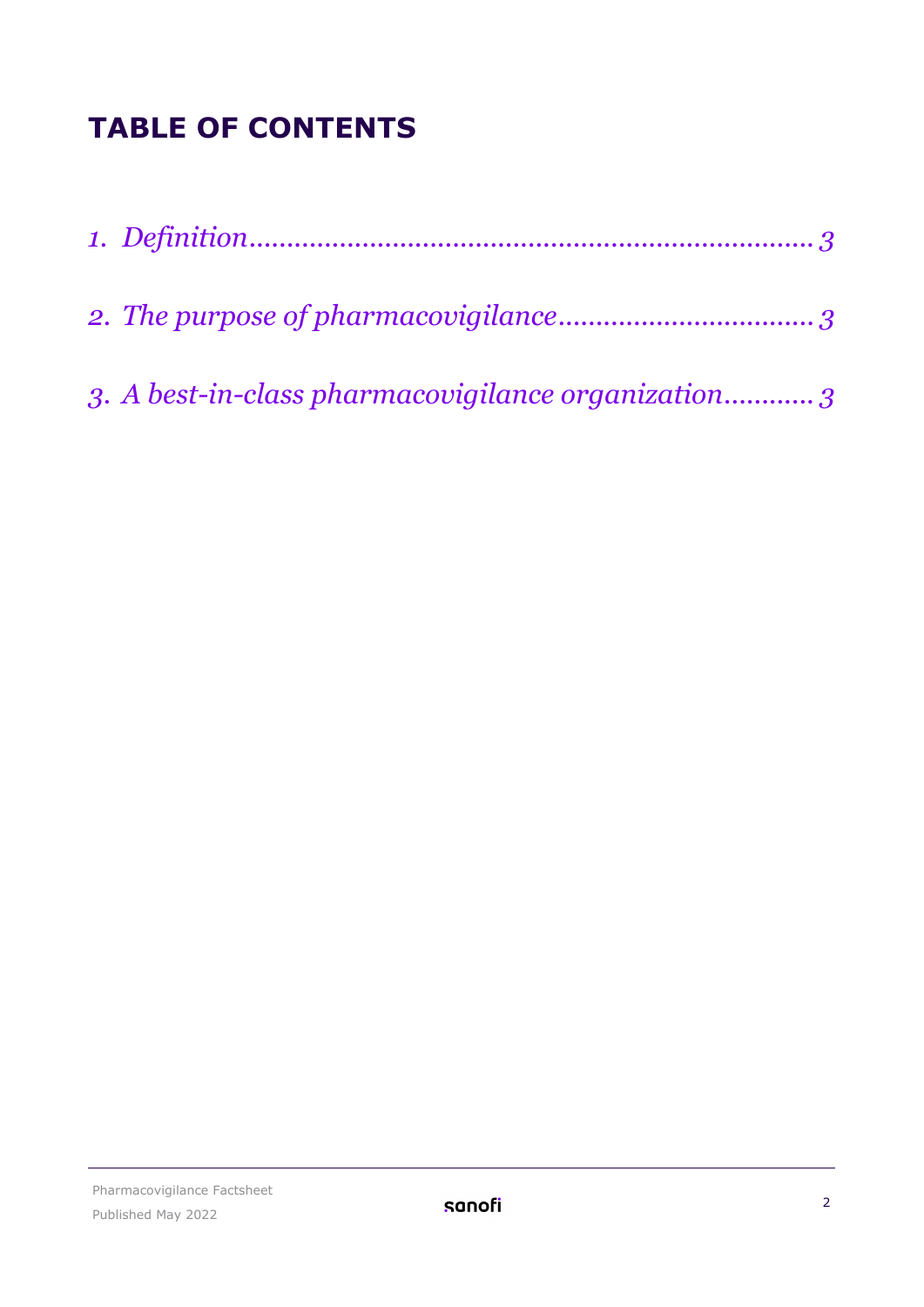# TABLE OF CONTENTS

*1. Definition............................................................................ 3*

*2. The purpose of pharmacovigilance.................................. 3*

*3. A best-in-class pharmacovigilance organization............ 3*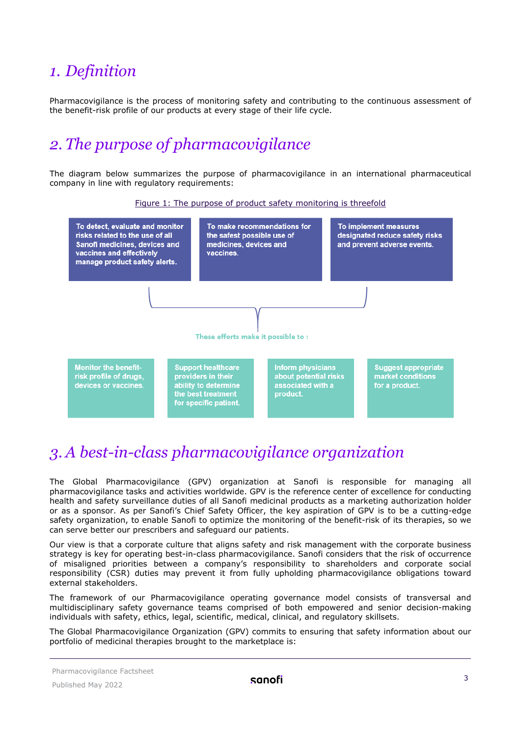# 1. Definition

Pharmacovigilance is the process of monitoring safety and contributing to the continuous assessment of the benefit-risk profile of our products at every stage of their life cycle.

# 2. The purpose of pharmacovigilance

The diagram below summarizes the purpose of pharmacovigilance in an international pharmaceutical company in line with regulatory requirements:

Figure 1: The purpose of product safety monitoring is threefold

- To detect, evaluate and monitor risks related to the use of all Sanofi medicines, devices and vaccines and effectively manage product safety alerts.
- To make recommendations for the safest possible use of medicines, devices and vaccines.
- To implement measures designated reduce safety risks and prevent adverse events.

These efforts make it possible to :

- Monitor the benefit-risk profile of drugs, devices or vaccines.
- Support healthcare providers in their ability to determine the best treatment for specific patient.
- Inform physicians about potential risks associated with a product.
- Suggest appropriate market conditions for a product.

# 3. A best-in-class pharmacovigilance organization

The Global Pharmacovigilance (GPV) organization at Sanofi is responsible for managing all pharmacovigilance tasks and activities worldwide. GPV is the reference center of excellence for conducting health and safety surveillance duties of all Sanofi medicinal products as a marketing authorization holder or as a sponsor. As per Sanofi's Chief Safety Officer, the key aspiration of GPV is to be a cutting-edge safety organization, to enable Sanofi to optimize the monitoring of the benefit-risk of its therapies, so we can serve better our prescribers and safeguard our patients.

Our view is that a corporate culture that aligns safety and risk management with the corporate business strategy is key for operating best-in-class pharmacovigilance. Sanofi considers that the risk of occurrence of misaligned priorities between a company's responsibility to shareholders and corporate social responsibility (CSR) duties may prevent it from fully upholding pharmacovigilance obligations toward external stakeholders.

The framework of our Pharmacovigilance operating governance model consists of transversal and multidisciplinary safety governance teams comprised of both empowered and senior decision-making individuals with safety, ethics, legal, scientific, medical, clinical, and regulatory skillsets.

The Global Pharmacovigilance Organization (GPV) commits to ensuring that safety information about our portfolio of medicinal therapies brought to the marketplace is: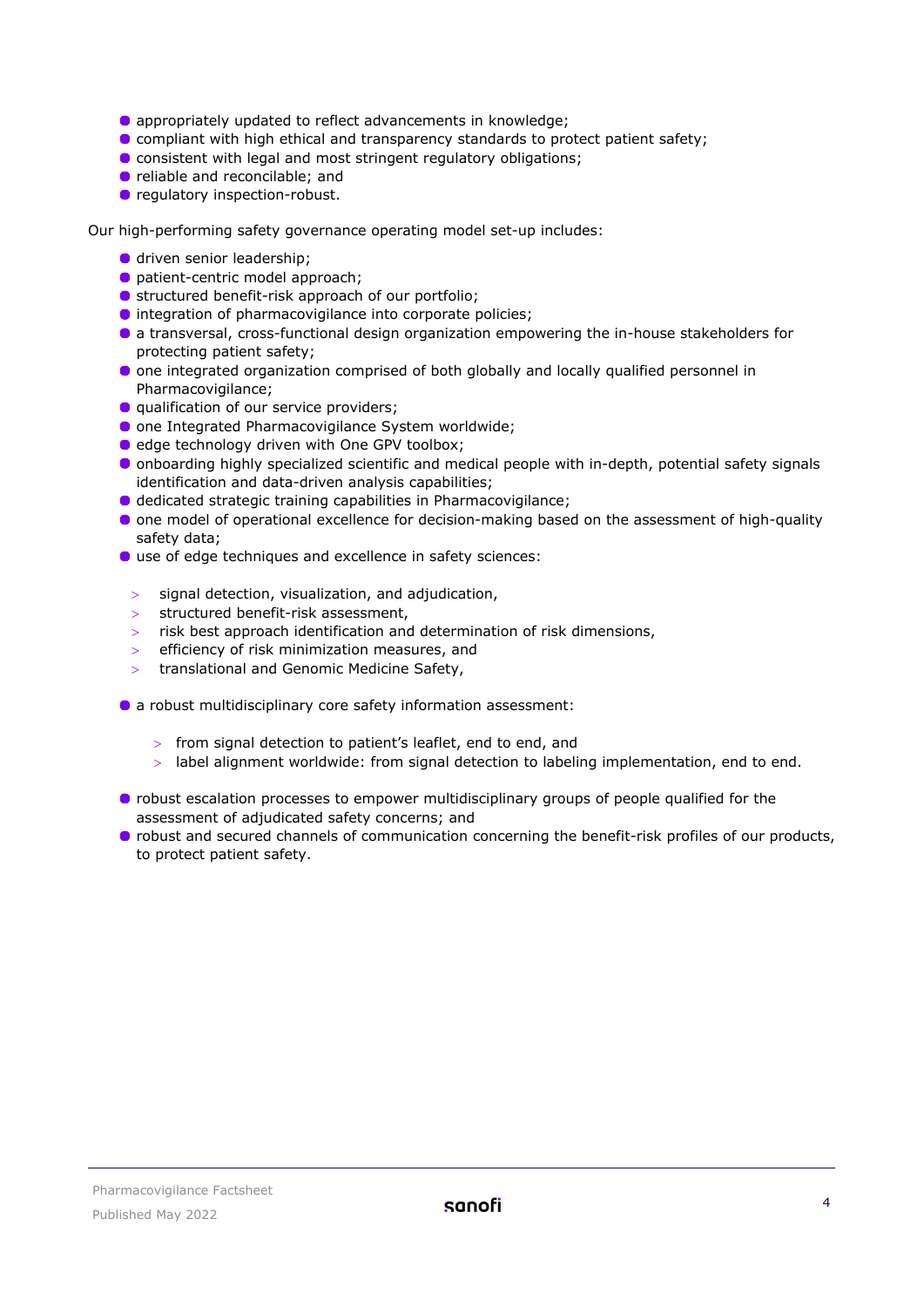- appropriately updated to reflect advancements in knowledge;
- compliant with high ethical and transparency standards to protect patient safety;
- consistent with legal and most stringent regulatory obligations;
- reliable and reconcilable; and
- regulatory inspection-robust.

Our high-performing safety governance operating model set-up includes:

- driven senior leadership;
- patient-centric model approach;
- structured benefit-risk approach of our portfolio;
- integration of pharmacovigilance into corporate policies;
- a transversal, cross-functional design organization empowering the in-house stakeholders for protecting patient safety;
- one integrated organization comprised of both globally and locally qualified personnel in Pharmacovigilance;
- qualification of our service providers;
- one Integrated Pharmacovigilance System worldwide;
- edge technology driven with One GPV toolbox;
- onboarding highly specialized scientific and medical people with in-depth, potential safety signals identification and data-driven analysis capabilities;
- dedicated strategic training capabilities in Pharmacovigilance;
- one model of operational excellence for decision-making based on the assessment of high-quality safety data;
- use of edge techniques and excellence in safety sciences:
  - signal detection, visualization, and adjudication,
  - structured benefit-risk assessment,
  - risk best approach identification and determination of risk dimensions,
  - efficiency of risk minimization measures, and
  - translational and Genomic Medicine Safety,
- a robust multidisciplinary core safety information assessment:
  - from signal detection to patient's leaflet, end to end, and
  - label alignment worldwide: from signal detection to labeling implementation, end to end.
- robust escalation processes to empower multidisciplinary groups of people qualified for the assessment of adjudicated safety concerns; and
- robust and secured channels of communication concerning the benefit-risk profiles of our products, to protect patient safety.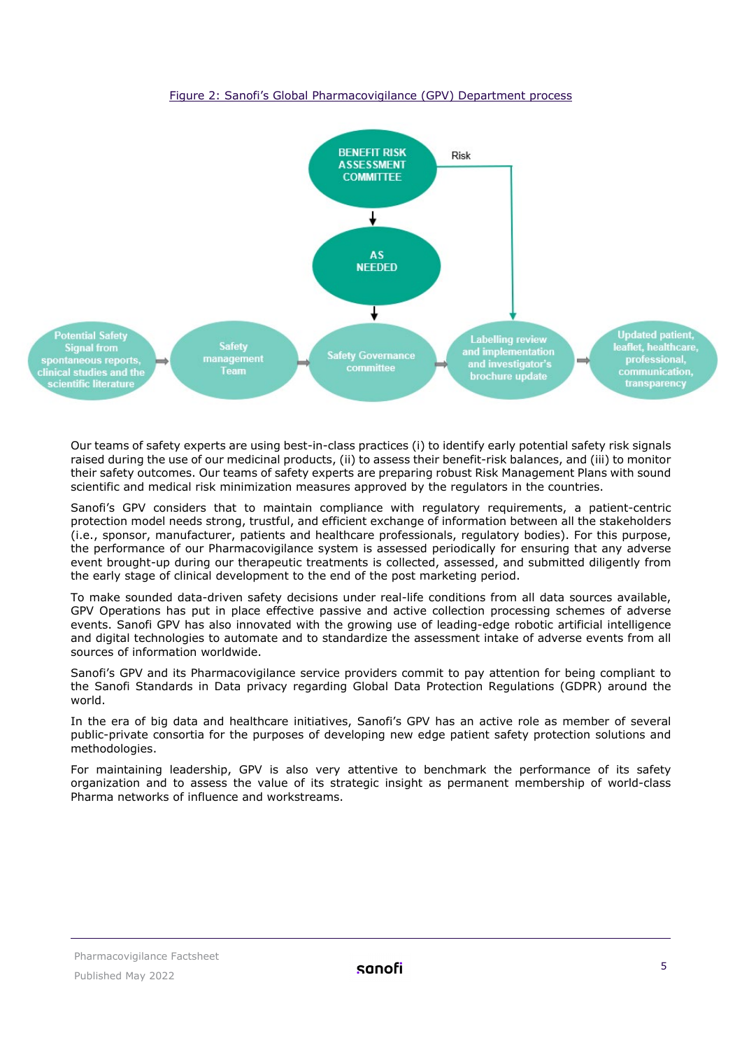Figure 2: Sanofi's Global Pharmacovigilance (GPV) Department process

BENEFIT RISK ASSESSMENT COMMITTEE

Risk

AS NEEDED

Potential Safety Signal from spontaneous reports, clinical studies and the scientific literature

Safety management Team

Safety Governance committee

Labelling review and implementation and investigator's brochure update

Updated patient, leaflet, healthcare, professional, communication, transparency

Our teams of safety experts are using best-in-class practices (i) to identify early potential safety risk signals raised during the use of our medicinal products, (ii) to assess their benefit-risk balances, and (iii) to monitor their safety outcomes. Our teams of safety experts are preparing robust Risk Management Plans with sound scientific and medical risk minimization measures approved by the regulators in the countries.

Sanofi's GPV considers that to maintain compliance with regulatory requirements, a patient-centric protection model needs strong, trustful, and efficient exchange of information between all the stakeholders (i.e., sponsor, manufacturer, patients and healthcare professionals, regulatory bodies). For this purpose, the performance of our Pharmacovigilance system is assessed periodically for ensuring that any adverse event brought-up during our therapeutic treatments is collected, assessed, and submitted diligently from the early stage of clinical development to the end of the post marketing period.

To make sounded data-driven safety decisions under real-life conditions from all data sources available, GPV Operations has put in place effective passive and active collection processing schemes of adverse events. Sanofi GPV has also innovated with the growing use of leading-edge robotic artificial intelligence and digital technologies to automate and to standardize the assessment intake of adverse events from all sources of information worldwide.

Sanofi's GPV and its Pharmacovigilance service providers commit to pay attention for being compliant to the Sanofi Standards in Data privacy regarding Global Data Protection Regulations (GDPR) around the world.

In the era of big data and healthcare initiatives, Sanofi's GPV has an active role as member of several public-private consortia for the purposes of developing new edge patient safety protection solutions and methodologies.

For maintaining leadership, GPV is also very attentive to benchmark the performance of its safety organization and to assess the value of its strategic insight as permanent membership of world-class Pharma networks of influence and workstreams.